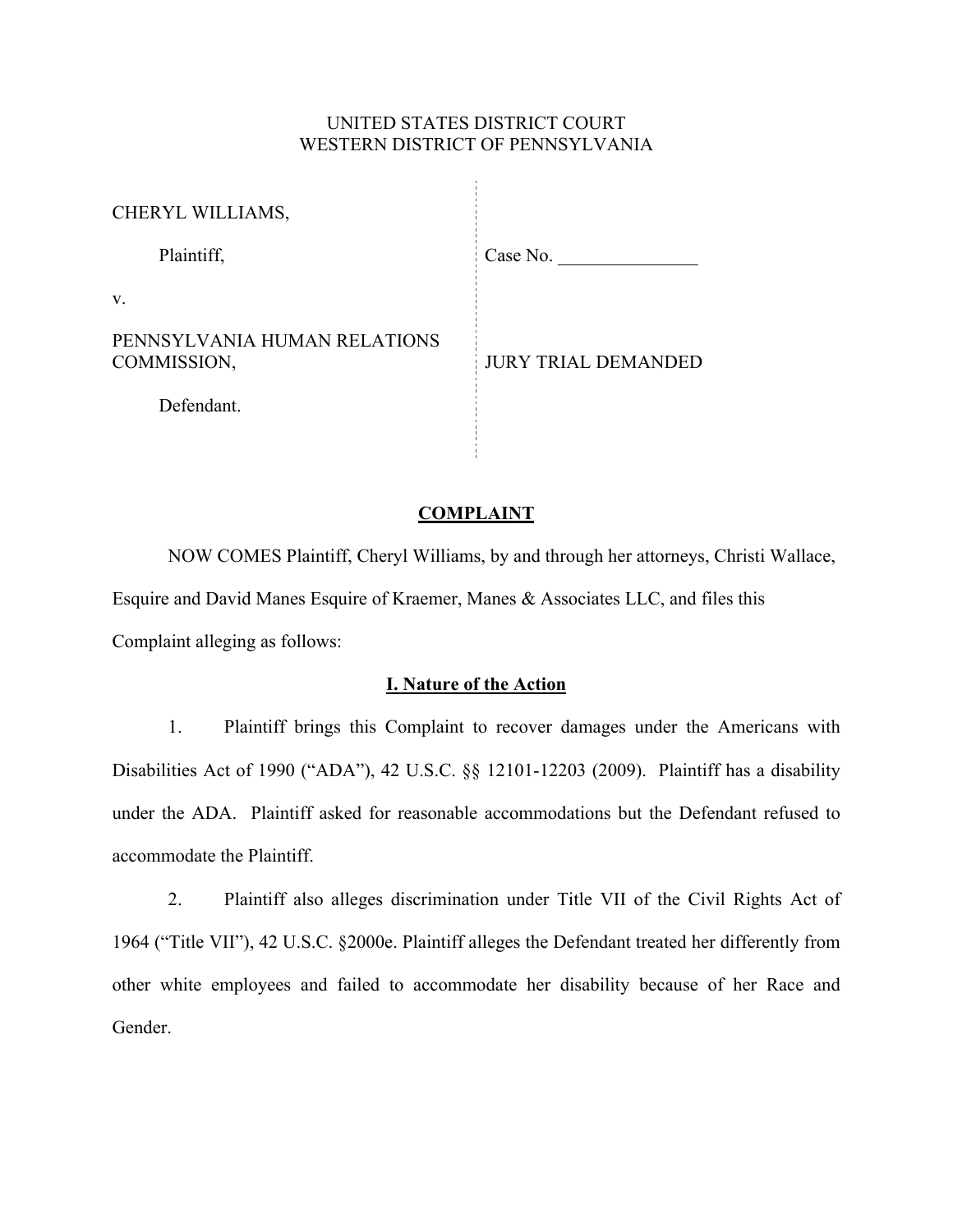UNITED STATES DISTRICT COURT
WESTERN DISTRICT OF PENNSYLVANIA

| | |
|---|---|
| CHERYL WILLIAMS, | |
| Plaintiff, | Case No. _______________ |
| v. | |
| PENNSYLVANIA HUMAN RELATIONS COMMISSION, | JURY TRIAL DEMANDED |
| Defendant. | |

## COMPLAINT

NOW COMES Plaintiff, Cheryl Williams, by and through her attorneys, Christi Wallace, Esquire and David Manes Esquire of Kraemer, Manes & Associates LLC, and files this Complaint alleging as follows:

### I. Nature of the Action

1. Plaintiff brings this Complaint to recover damages under the Americans with Disabilities Act of 1990 ("ADA"), 42 U.S.C. §§ 12101-12203 (2009). Plaintiff has a disability under the ADA. Plaintiff asked for reasonable accommodations but the Defendant refused to accommodate the Plaintiff.

2. Plaintiff also alleges discrimination under Title VII of the Civil Rights Act of 1964 ("Title VII"), 42 U.S.C. §2000e. Plaintiff alleges the Defendant treated her differently from other white employees and failed to accommodate her disability because of her Race and Gender.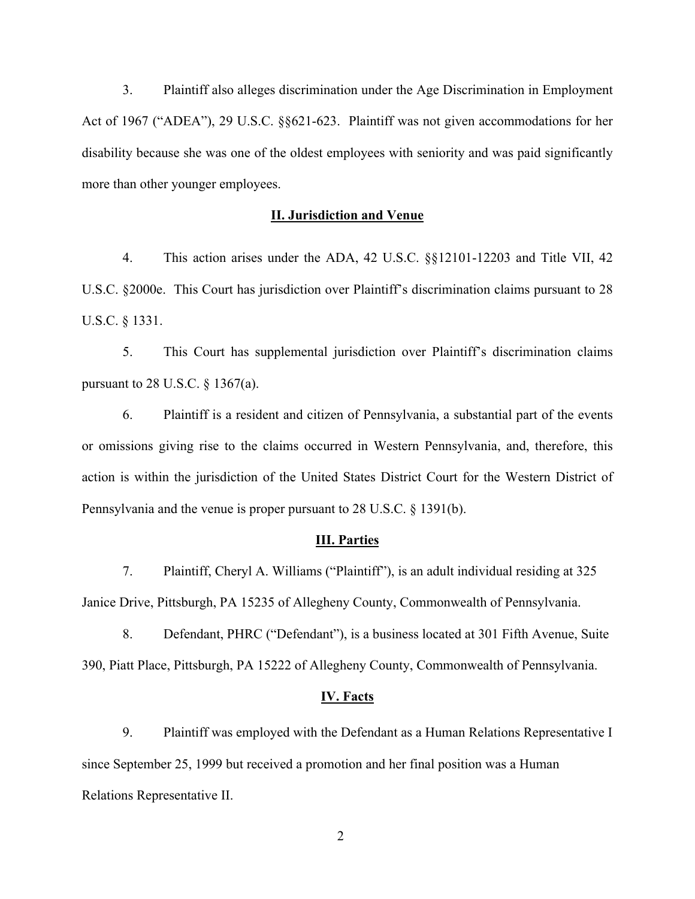3. Plaintiff also alleges discrimination under the Age Discrimination in Employment Act of 1967 ("ADEA"), 29 U.S.C. §§621-623. Plaintiff was not given accommodations for her disability because she was one of the oldest employees with seniority and was paid significantly more than other younger employees.

## II. Jurisdiction and Venue

4. This action arises under the ADA, 42 U.S.C. §§12101-12203 and Title VII, 42 U.S.C. §2000e. This Court has jurisdiction over Plaintiff's discrimination claims pursuant to 28 U.S.C. § 1331.

5. This Court has supplemental jurisdiction over Plaintiff's discrimination claims pursuant to 28 U.S.C. § 1367(a).

6. Plaintiff is a resident and citizen of Pennsylvania, a substantial part of the events or omissions giving rise to the claims occurred in Western Pennsylvania, and, therefore, this action is within the jurisdiction of the United States District Court for the Western District of Pennsylvania and the venue is proper pursuant to 28 U.S.C. § 1391(b).

## III. Parties

7. Plaintiff, Cheryl A. Williams ("Plaintiff"), is an adult individual residing at 325 Janice Drive, Pittsburgh, PA 15235 of Allegheny County, Commonwealth of Pennsylvania.

8. Defendant, PHRC ("Defendant"), is a business located at 301 Fifth Avenue, Suite 390, Piatt Place, Pittsburgh, PA 15222 of Allegheny County, Commonwealth of Pennsylvania.

## IV. Facts

9. Plaintiff was employed with the Defendant as a Human Relations Representative I since September 25, 1999 but received a promotion and her final position was a Human Relations Representative II.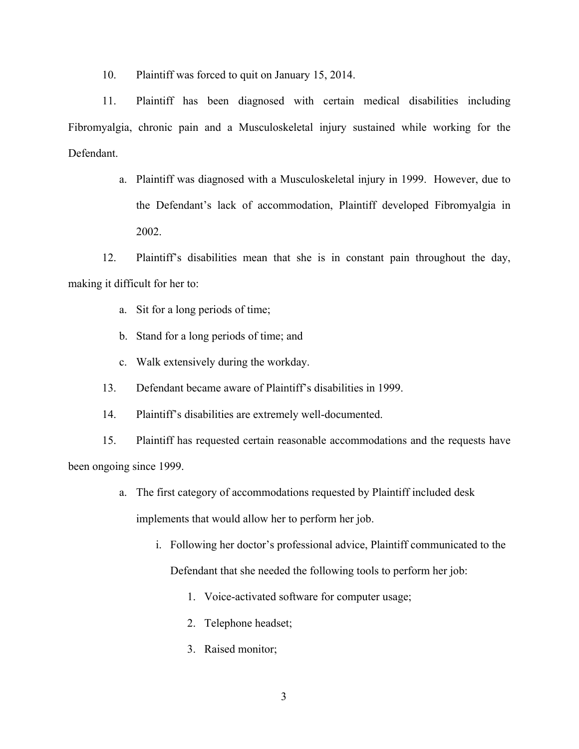10. Plaintiff was forced to quit on January 15, 2014.

11. Plaintiff has been diagnosed with certain medical disabilities including Fibromyalgia, chronic pain and a Musculoskeletal injury sustained while working for the Defendant.

   a. Plaintiff was diagnosed with a Musculoskeletal injury in 1999. However, due to the Defendant's lack of accommodation, Plaintiff developed Fibromyalgia in 2002.

12. Plaintiff's disabilities mean that she is in constant pain throughout the day, making it difficult for her to:

   a. Sit for a long periods of time;

   b. Stand for a long periods of time; and

   c. Walk extensively during the workday.

13. Defendant became aware of Plaintiff's disabilities in 1999.

14. Plaintiff's disabilities are extremely well-documented.

15. Plaintiff has requested certain reasonable accommodations and the requests have been ongoing since 1999.

   a. The first category of accommodations requested by Plaintiff included desk implements that would allow her to perform her job.

      i. Following her doctor's professional advice, Plaintiff communicated to the Defendant that she needed the following tools to perform her job:

         1. Voice-activated software for computer usage;

         2. Telephone headset;

         3. Raised monitor;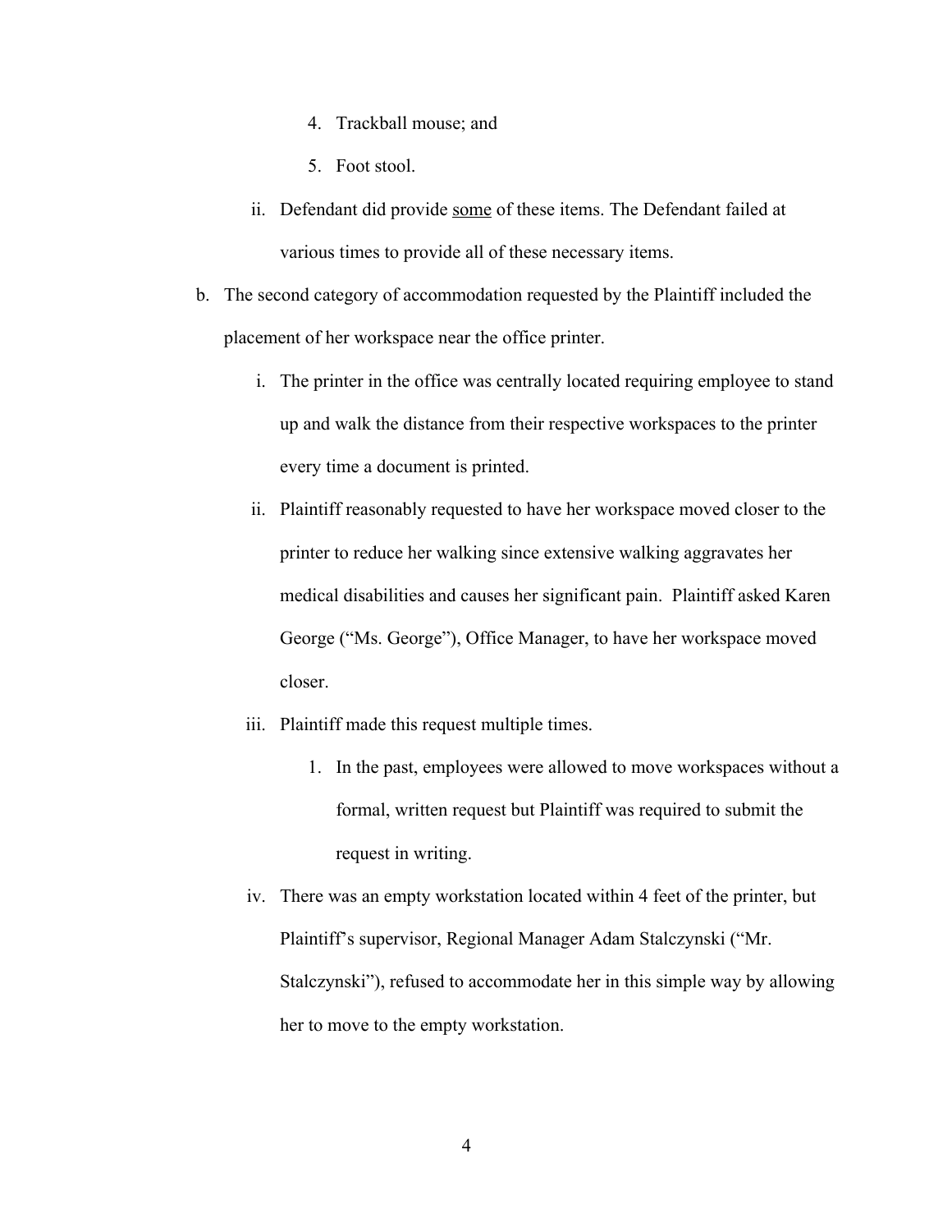4. Trackball mouse; and
5. Foot stool.

ii. Defendant did provide <u>some</u> of these items. The Defendant failed at various times to provide all of these necessary items.

b. The second category of accommodation requested by the Plaintiff included the placement of her workspace near the office printer.

   i. The printer in the office was centrally located requiring employee to stand up and walk the distance from their respective workspaces to the printer every time a document is printed.

   ii. Plaintiff reasonably requested to have her workspace moved closer to the printer to reduce her walking since extensive walking aggravates her medical disabilities and causes her significant pain. Plaintiff asked Karen George ("Ms. George"), Office Manager, to have her workspace moved closer.

   iii. Plaintiff made this request multiple times.

      1. In the past, employees were allowed to move workspaces without a formal, written request but Plaintiff was required to submit the request in writing.

   iv. There was an empty workstation located within 4 feet of the printer, but Plaintiff's supervisor, Regional Manager Adam Stalczynski ("Mr. Stalczynski"), refused to accommodate her in this simple way by allowing her to move to the empty workstation.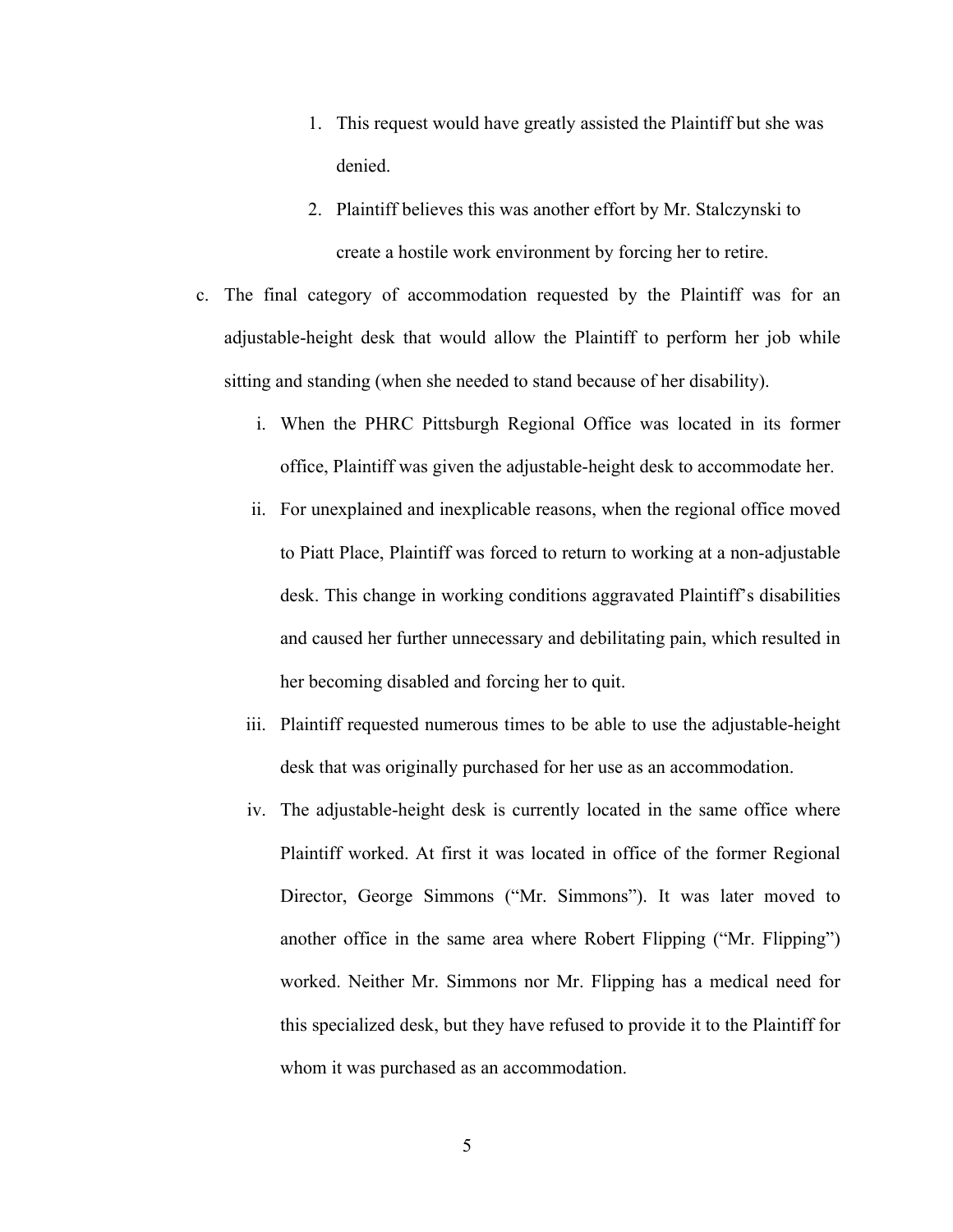1. This request would have greatly assisted the Plaintiff but she was denied.
2. Plaintiff believes this was another effort by Mr. Stalczynski to create a hostile work environment by forcing her to retire.

c. The final category of accommodation requested by the Plaintiff was for an adjustable-height desk that would allow the Plaintiff to perform her job while sitting and standing (when she needed to stand because of her disability).

   i. When the PHRC Pittsburgh Regional Office was located in its former office, Plaintiff was given the adjustable-height desk to accommodate her.

   ii. For unexplained and inexplicable reasons, when the regional office moved to Piatt Place, Plaintiff was forced to return to working at a non-adjustable desk. This change in working conditions aggravated Plaintiff's disabilities and caused her further unnecessary and debilitating pain, which resulted in her becoming disabled and forcing her to quit.

   iii. Plaintiff requested numerous times to be able to use the adjustable-height desk that was originally purchased for her use as an accommodation.

   iv. The adjustable-height desk is currently located in the same office where Plaintiff worked. At first it was located in office of the former Regional Director, George Simmons ("Mr. Simmons"). It was later moved to another office in the same area where Robert Flipping ("Mr. Flipping") worked. Neither Mr. Simmons nor Mr. Flipping has a medical need for this specialized desk, but they have refused to provide it to the Plaintiff for whom it was purchased as an accommodation.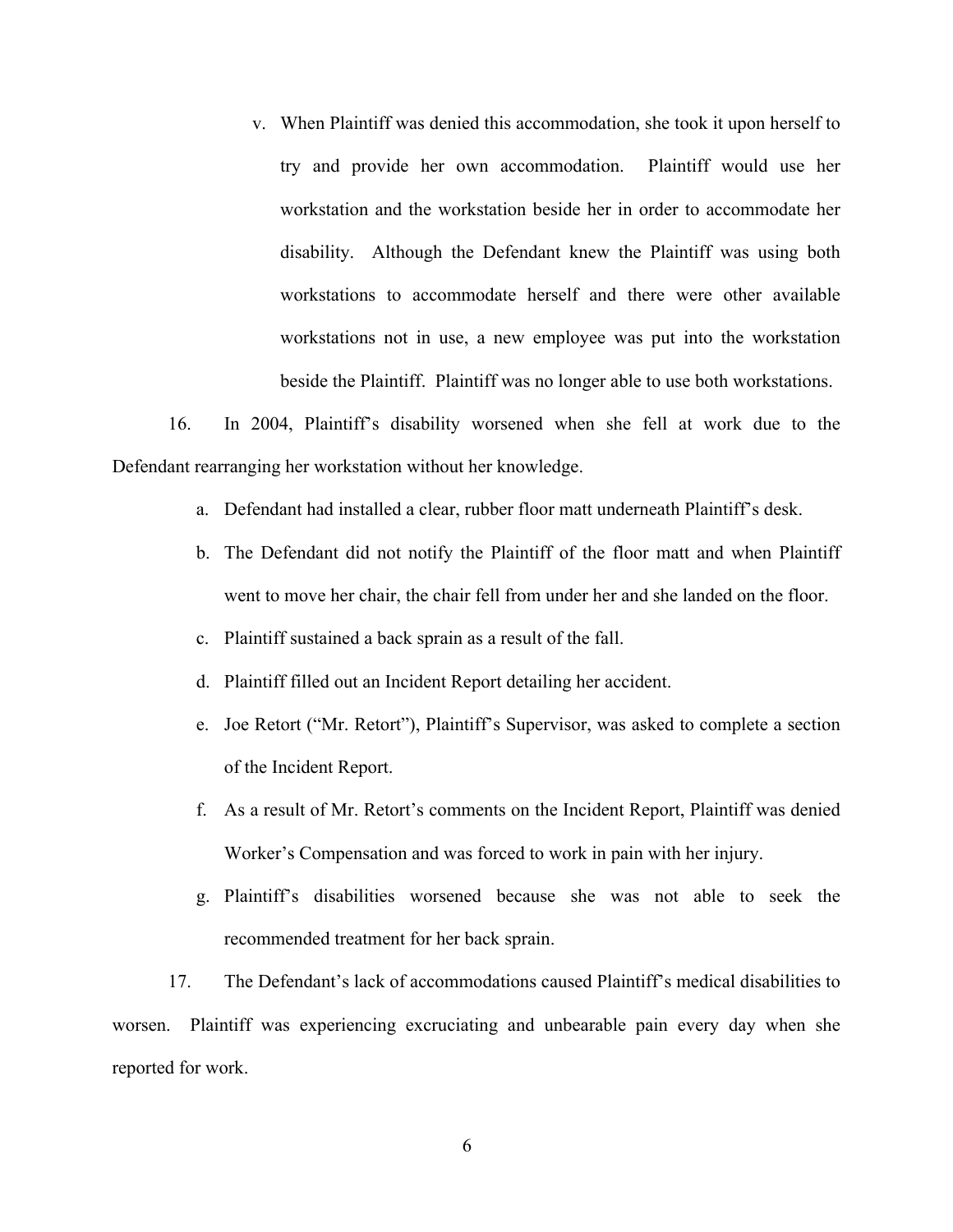v. When Plaintiff was denied this accommodation, she took it upon herself to try and provide her own accommodation. Plaintiff would use her workstation and the workstation beside her in order to accommodate her disability. Although the Defendant knew the Plaintiff was using both workstations to accommodate herself and there were other available workstations not in use, a new employee was put into the workstation beside the Plaintiff. Plaintiff was no longer able to use both workstations.

16. In 2004, Plaintiff's disability worsened when she fell at work due to the Defendant rearranging her workstation without her knowledge.

a. Defendant had installed a clear, rubber floor matt underneath Plaintiff's desk.

b. The Defendant did not notify the Plaintiff of the floor matt and when Plaintiff went to move her chair, the chair fell from under her and she landed on the floor.

c. Plaintiff sustained a back sprain as a result of the fall.

d. Plaintiff filled out an Incident Report detailing her accident.

e. Joe Retort ("Mr. Retort"), Plaintiff's Supervisor, was asked to complete a section of the Incident Report.

f. As a result of Mr. Retort's comments on the Incident Report, Plaintiff was denied Worker's Compensation and was forced to work in pain with her injury.

g. Plaintiff's disabilities worsened because she was not able to seek the recommended treatment for her back sprain.

17. The Defendant's lack of accommodations caused Plaintiff's medical disabilities to worsen. Plaintiff was experiencing excruciating and unbearable pain every day when she reported for work.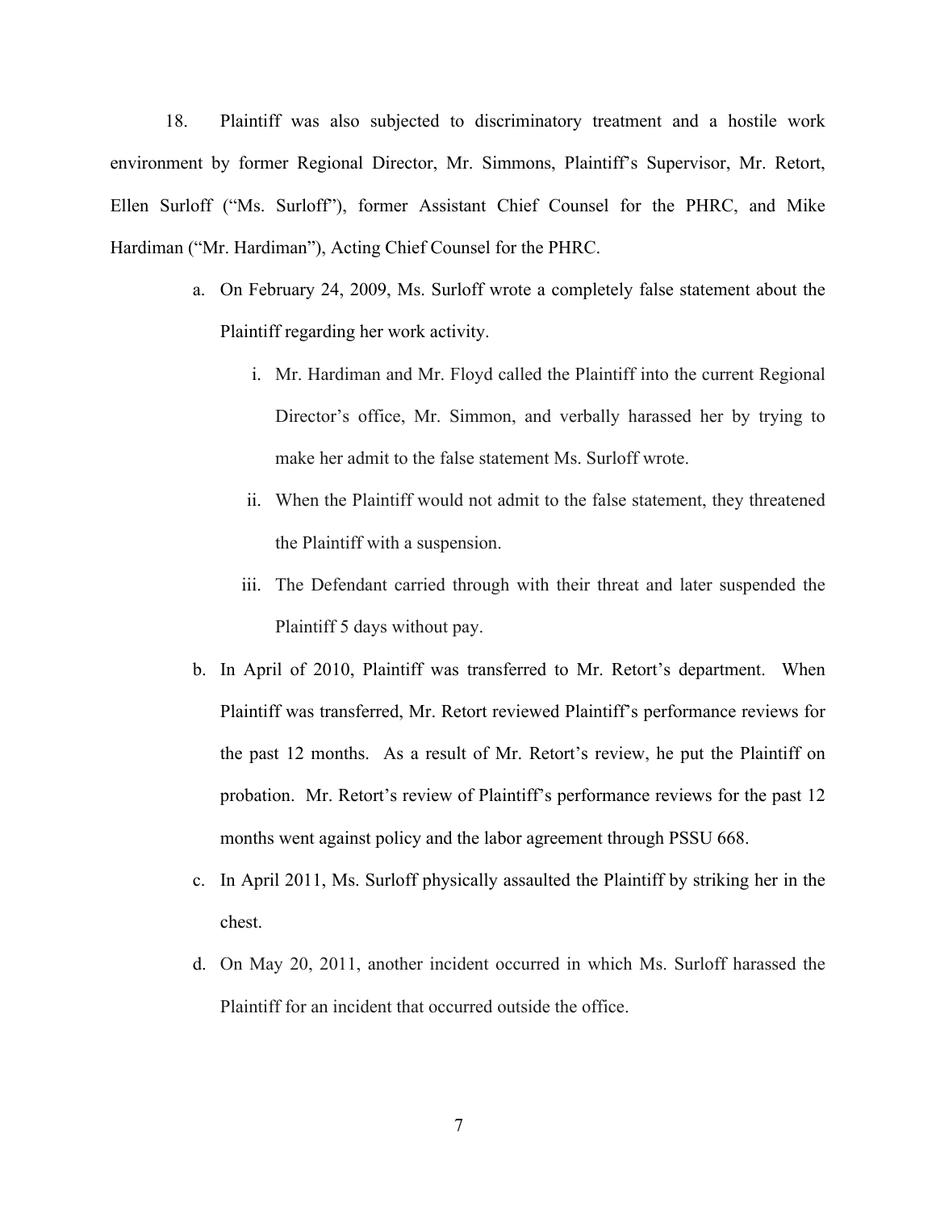18. Plaintiff was also subjected to discriminatory treatment and a hostile work environment by former Regional Director, Mr. Simmons, Plaintiff's Supervisor, Mr. Retort, Ellen Surloff ("Ms. Surloff"), former Assistant Chief Counsel for the PHRC, and Mike Hardiman ("Mr. Hardiman"), Acting Chief Counsel for the PHRC.

a. On February 24, 2009, Ms. Surloff wrote a completely false statement about the Plaintiff regarding her work activity.

   i. Mr. Hardiman and Mr. Floyd called the Plaintiff into the current Regional Director's office, Mr. Simmon, and verbally harassed her by trying to make her admit to the false statement Ms. Surloff wrote.

   ii. When the Plaintiff would not admit to the false statement, they threatened the Plaintiff with a suspension.

   iii. The Defendant carried through with their threat and later suspended the Plaintiff 5 days without pay.

b. In April of 2010, Plaintiff was transferred to Mr. Retort's department. When Plaintiff was transferred, Mr. Retort reviewed Plaintiff's performance reviews for the past 12 months. As a result of Mr. Retort's review, he put the Plaintiff on probation. Mr. Retort's review of Plaintiff's performance reviews for the past 12 months went against policy and the labor agreement through PSSU 668.

c. In April 2011, Ms. Surloff physically assaulted the Plaintiff by striking her in the chest.

d. On May 20, 2011, another incident occurred in which Ms. Surloff harassed the Plaintiff for an incident that occurred outside the office.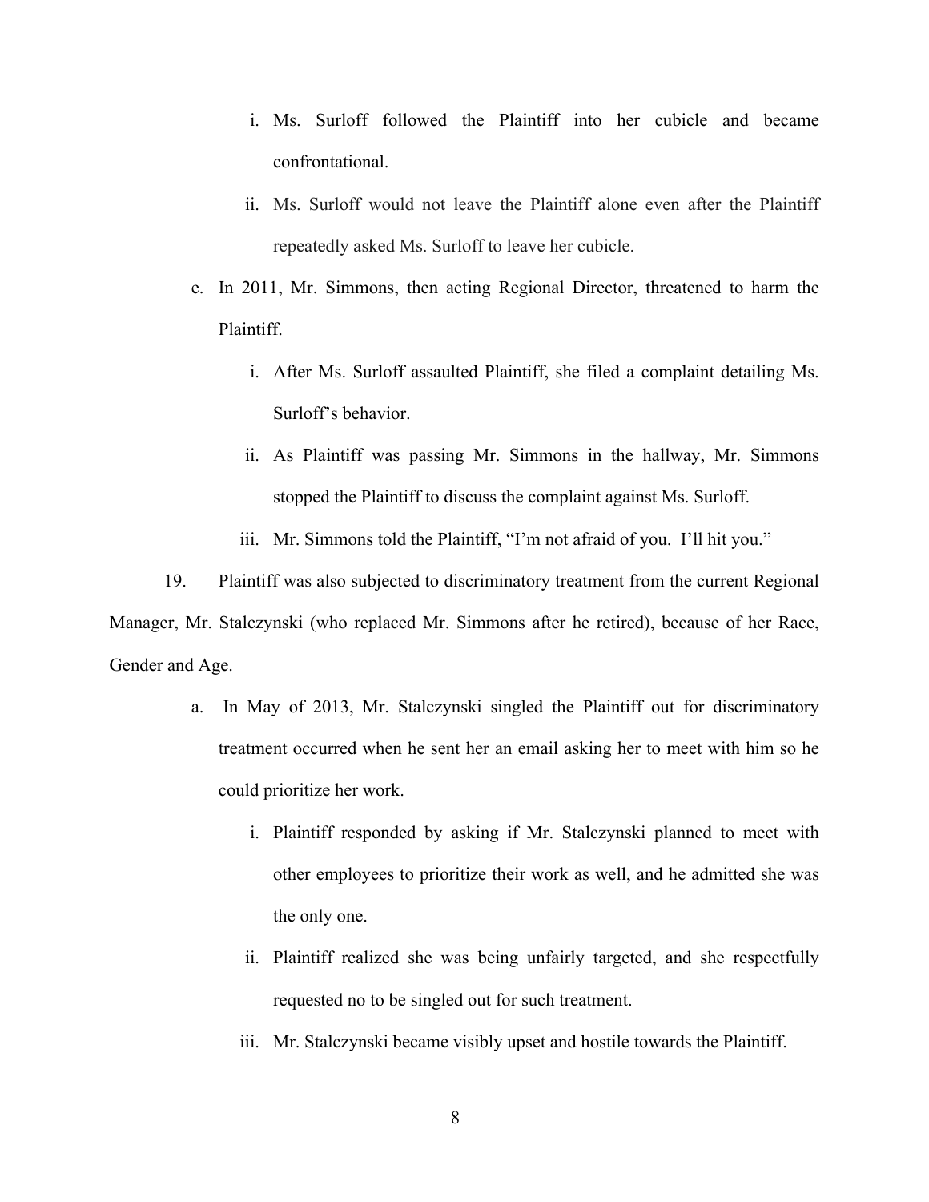i. Ms. Surloff followed the Plaintiff into her cubicle and became confrontational.

   ii. Ms. Surloff would not leave the Plaintiff alone even after the Plaintiff repeatedly asked Ms. Surloff to leave her cubicle.

e. In 2011, Mr. Simmons, then acting Regional Director, threatened to harm the Plaintiff.

   i. After Ms. Surloff assaulted Plaintiff, she filed a complaint detailing Ms. Surloff's behavior.

   ii. As Plaintiff was passing Mr. Simmons in the hallway, Mr. Simmons stopped the Plaintiff to discuss the complaint against Ms. Surloff.

   iii. Mr. Simmons told the Plaintiff, "I'm not afraid of you. I'll hit you."

19. Plaintiff was also subjected to discriminatory treatment from the current Regional Manager, Mr. Stalczynski (who replaced Mr. Simmons after he retired), because of her Race, Gender and Age.

a. In May of 2013, Mr. Stalczynski singled the Plaintiff out for discriminatory treatment occurred when he sent her an email asking her to meet with him so he could prioritize her work.

   i. Plaintiff responded by asking if Mr. Stalczynski planned to meet with other employees to prioritize their work as well, and he admitted she was the only one.

   ii. Plaintiff realized she was being unfairly targeted, and she respectfully requested no to be singled out for such treatment.

   iii. Mr. Stalczynski became visibly upset and hostile towards the Plaintiff.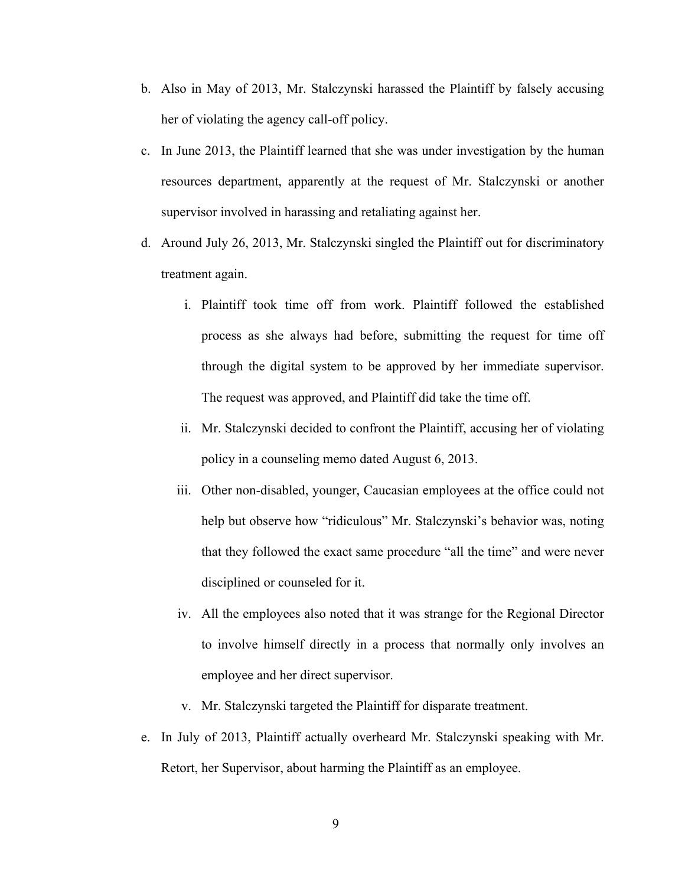b. Also in May of 2013, Mr. Stalczynski harassed the Plaintiff by falsely accusing her of violating the agency call-off policy.

c. In June 2013, the Plaintiff learned that she was under investigation by the human resources department, apparently at the request of Mr. Stalczynski or another supervisor involved in harassing and retaliating against her.

d. Around July 26, 2013, Mr. Stalczynski singled the Plaintiff out for discriminatory treatment again.

   i. Plaintiff took time off from work. Plaintiff followed the established process as she always had before, submitting the request for time off through the digital system to be approved by her immediate supervisor. The request was approved, and Plaintiff did take the time off.

   ii. Mr. Stalczynski decided to confront the Plaintiff, accusing her of violating policy in a counseling memo dated August 6, 2013.

   iii. Other non-disabled, younger, Caucasian employees at the office could not help but observe how "ridiculous" Mr. Stalczynski's behavior was, noting that they followed the exact same procedure "all the time" and were never disciplined or counseled for it.

   iv. All the employees also noted that it was strange for the Regional Director to involve himself directly in a process that normally only involves an employee and her direct supervisor.

   v. Mr. Stalczynski targeted the Plaintiff for disparate treatment.

e. In July of 2013, Plaintiff actually overheard Mr. Stalczynski speaking with Mr. Retort, her Supervisor, about harming the Plaintiff as an employee.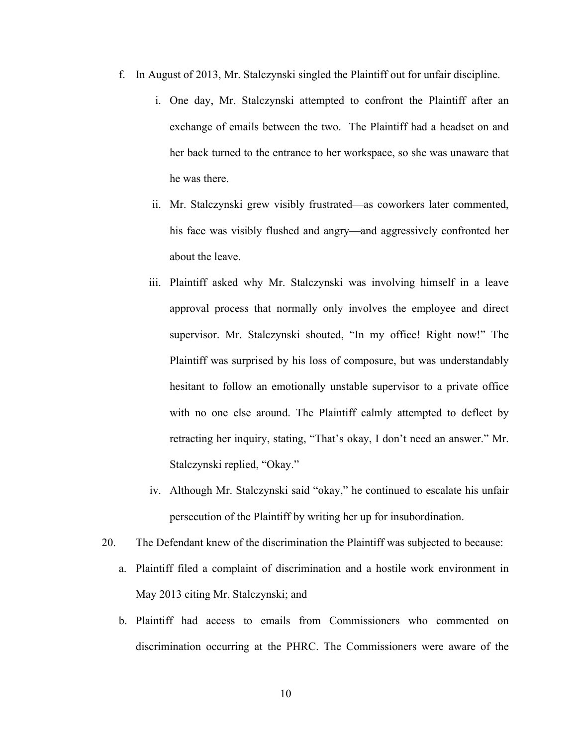f. In August of 2013, Mr. Stalczynski singled the Plaintiff out for unfair discipline.

   i. One day, Mr. Stalczynski attempted to confront the Plaintiff after an exchange of emails between the two. The Plaintiff had a headset on and her back turned to the entrance to her workspace, so she was unaware that he was there.

   ii. Mr. Stalczynski grew visibly frustrated—as coworkers later commented, his face was visibly flushed and angry—and aggressively confronted her about the leave.

   iii. Plaintiff asked why Mr. Stalczynski was involving himself in a leave approval process that normally only involves the employee and direct supervisor. Mr. Stalczynski shouted, "In my office! Right now!" The Plaintiff was surprised by his loss of composure, but was understandably hesitant to follow an emotionally unstable supervisor to a private office with no one else around. The Plaintiff calmly attempted to deflect by retracting her inquiry, stating, "That's okay, I don't need an answer." Mr. Stalczynski replied, "Okay."

   iv. Although Mr. Stalczynski said "okay," he continued to escalate his unfair persecution of the Plaintiff by writing her up for insubordination.

20. The Defendant knew of the discrimination the Plaintiff was subjected to because:

   a. Plaintiff filed a complaint of discrimination and a hostile work environment in May 2013 citing Mr. Stalczynski; and

   b. Plaintiff had access to emails from Commissioners who commented on discrimination occurring at the PHRC. The Commissioners were aware of the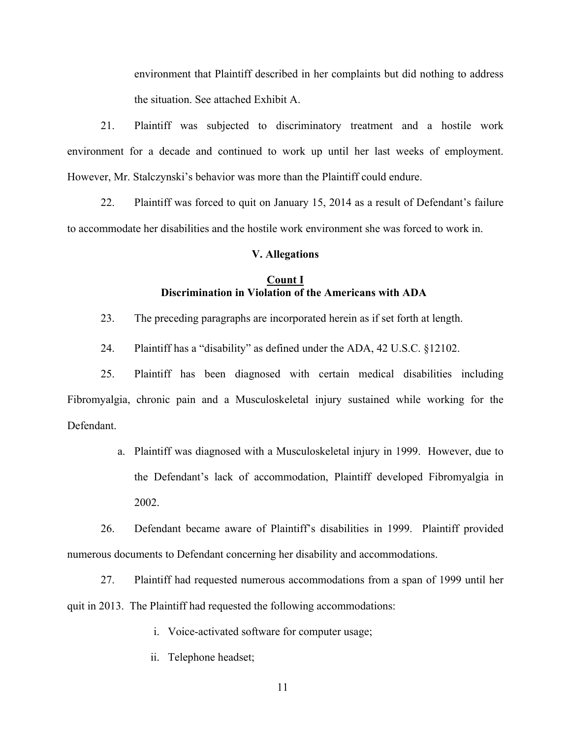environment that Plaintiff described in her complaints but did nothing to address the situation. See attached Exhibit A.

21. Plaintiff was subjected to discriminatory treatment and a hostile work environment for a decade and continued to work up until her last weeks of employment. However, Mr. Stalczynski's behavior was more than the Plaintiff could endure.

22. Plaintiff was forced to quit on January 15, 2014 as a result of Defendant's failure to accommodate her disabilities and the hostile work environment she was forced to work in.

### V. Allegations

**Count I**
**Discrimination in Violation of the Americans with ADA**

23. The preceding paragraphs are incorporated herein as if set forth at length.

24. Plaintiff has a "disability" as defined under the ADA, 42 U.S.C. §12102.

25. Plaintiff has been diagnosed with certain medical disabilities including Fibromyalgia, chronic pain and a Musculoskeletal injury sustained while working for the Defendant.

   a. Plaintiff was diagnosed with a Musculoskeletal injury in 1999. However, due to the Defendant's lack of accommodation, Plaintiff developed Fibromyalgia in 2002.

26. Defendant became aware of Plaintiff's disabilities in 1999. Plaintiff provided numerous documents to Defendant concerning her disability and accommodations.

27. Plaintiff had requested numerous accommodations from a span of 1999 until her quit in 2013. The Plaintiff had requested the following accommodations:

   i. Voice-activated software for computer usage;

   ii. Telephone headset;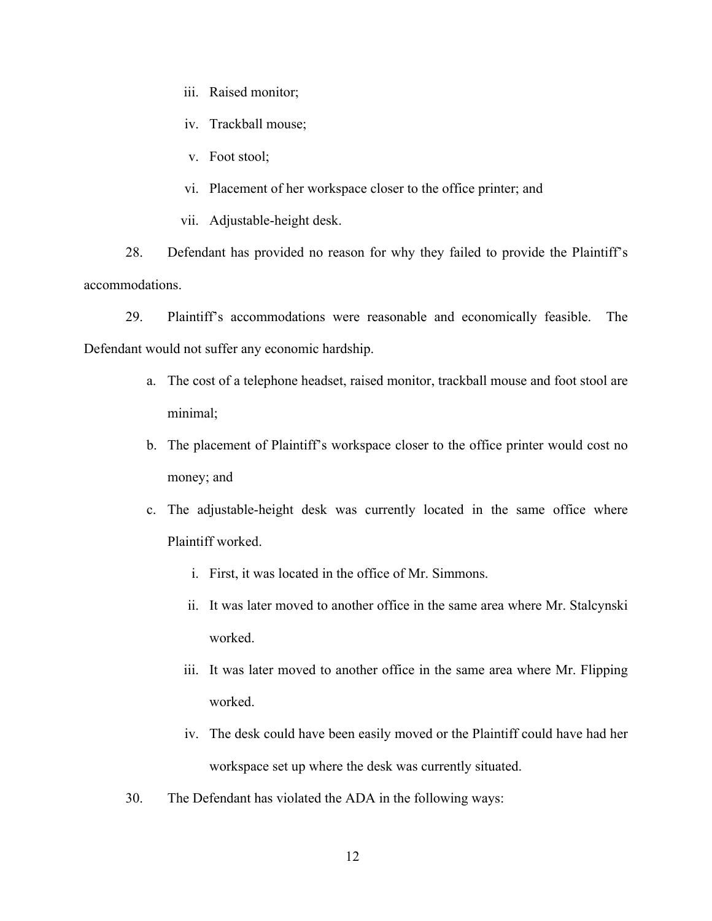iii. Raised monitor;

iv. Trackball mouse;

v. Foot stool;

vi. Placement of her workspace closer to the office printer; and

vii. Adjustable-height desk.

28. Defendant has provided no reason for why they failed to provide the Plaintiff's accommodations.

29. Plaintiff's accommodations were reasonable and economically feasible. The Defendant would not suffer any economic hardship.

a. The cost of a telephone headset, raised monitor, trackball mouse and foot stool are minimal;

b. The placement of Plaintiff's workspace closer to the office printer would cost no money; and

c. The adjustable-height desk was currently located in the same office where Plaintiff worked.

i. First, it was located in the office of Mr. Simmons.

ii. It was later moved to another office in the same area where Mr. Stalcynski worked.

iii. It was later moved to another office in the same area where Mr. Flipping worked.

iv. The desk could have been easily moved or the Plaintiff could have had her workspace set up where the desk was currently situated.

30. The Defendant has violated the ADA in the following ways: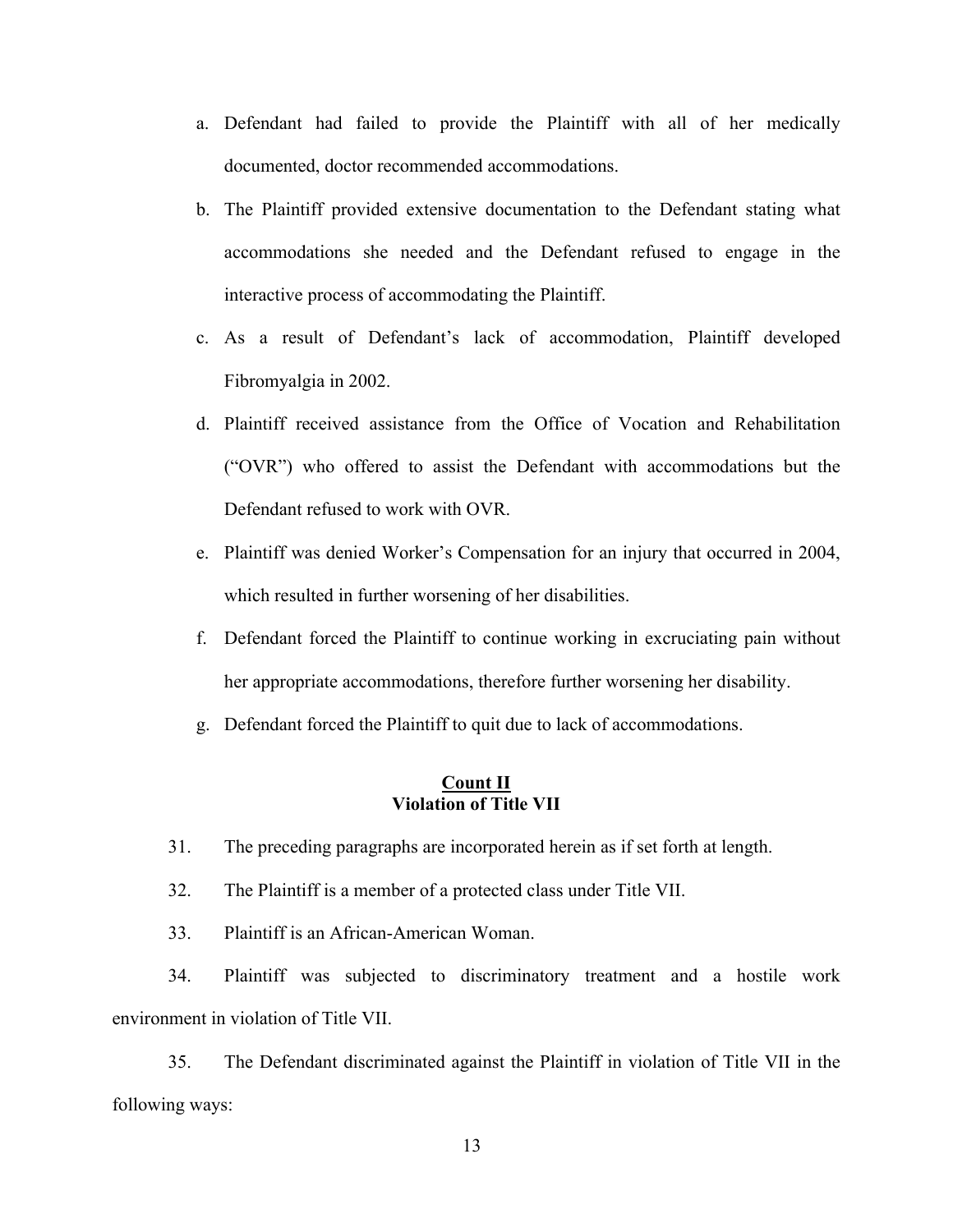a. Defendant had failed to provide the Plaintiff with all of her medically documented, doctor recommended accommodations.

b. The Plaintiff provided extensive documentation to the Defendant stating what accommodations she needed and the Defendant refused to engage in the interactive process of accommodating the Plaintiff.

c. As a result of Defendant's lack of accommodation, Plaintiff developed Fibromyalgia in 2002.

d. Plaintiff received assistance from the Office of Vocation and Rehabilitation ("OVR") who offered to assist the Defendant with accommodations but the Defendant refused to work with OVR.

e. Plaintiff was denied Worker's Compensation for an injury that occurred in 2004, which resulted in further worsening of her disabilities.

f. Defendant forced the Plaintiff to continue working in excruciating pain without her appropriate accommodations, therefore further worsening her disability.

g. Defendant forced the Plaintiff to quit due to lack of accommodations.

## <u>Count II</u>
## Violation of Title VII

31. The preceding paragraphs are incorporated herein as if set forth at length.

32. The Plaintiff is a member of a protected class under Title VII.

33. Plaintiff is an African-American Woman.

34. Plaintiff was subjected to discriminatory treatment and a hostile work environment in violation of Title VII.

35. The Defendant discriminated against the Plaintiff in violation of Title VII in the following ways: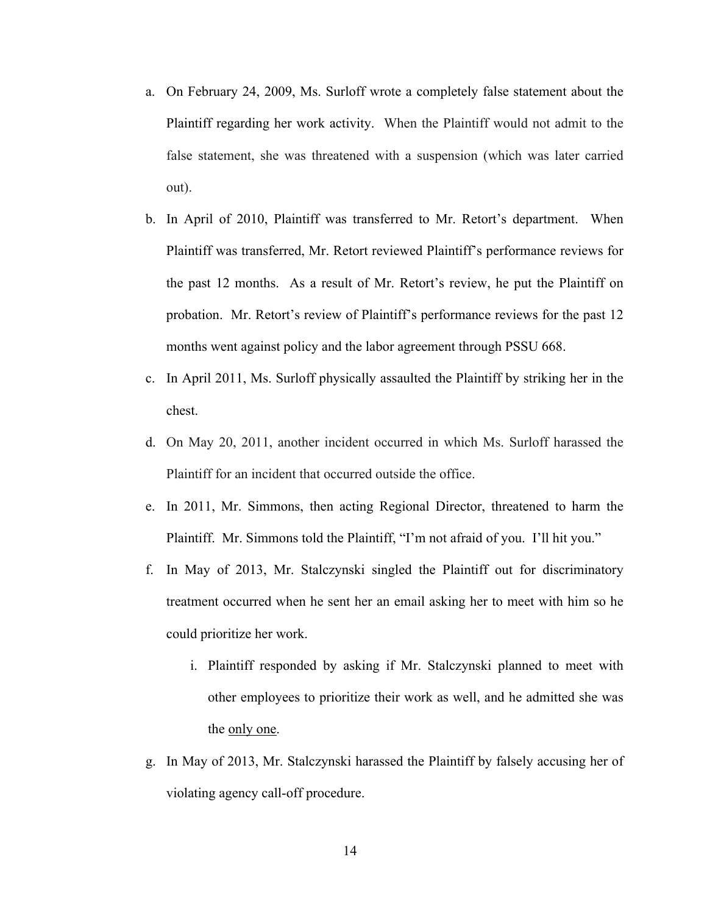a. On February 24, 2009, Ms. Surloff wrote a completely false statement about the Plaintiff regarding her work activity. When the Plaintiff would not admit to the false statement, she was threatened with a suspension (which was later carried out).

b. In April of 2010, Plaintiff was transferred to Mr. Retort's department. When Plaintiff was transferred, Mr. Retort reviewed Plaintiff's performance reviews for the past 12 months. As a result of Mr. Retort's review, he put the Plaintiff on probation. Mr. Retort's review of Plaintiff's performance reviews for the past 12 months went against policy and the labor agreement through PSSU 668.

c. In April 2011, Ms. Surloff physically assaulted the Plaintiff by striking her in the chest.

d. On May 20, 2011, another incident occurred in which Ms. Surloff harassed the Plaintiff for an incident that occurred outside the office.

e. In 2011, Mr. Simmons, then acting Regional Director, threatened to harm the Plaintiff. Mr. Simmons told the Plaintiff, "I'm not afraid of you. I'll hit you."

f. In May of 2013, Mr. Stalczynski singled the Plaintiff out for discriminatory treatment occurred when he sent her an email asking her to meet with him so he could prioritize her work.

   i. Plaintiff responded by asking if Mr. Stalczynski planned to meet with other employees to prioritize their work as well, and he admitted she was the <u>only one</u>.

g. In May of 2013, Mr. Stalczynski harassed the Plaintiff by falsely accusing her of violating agency call-off procedure.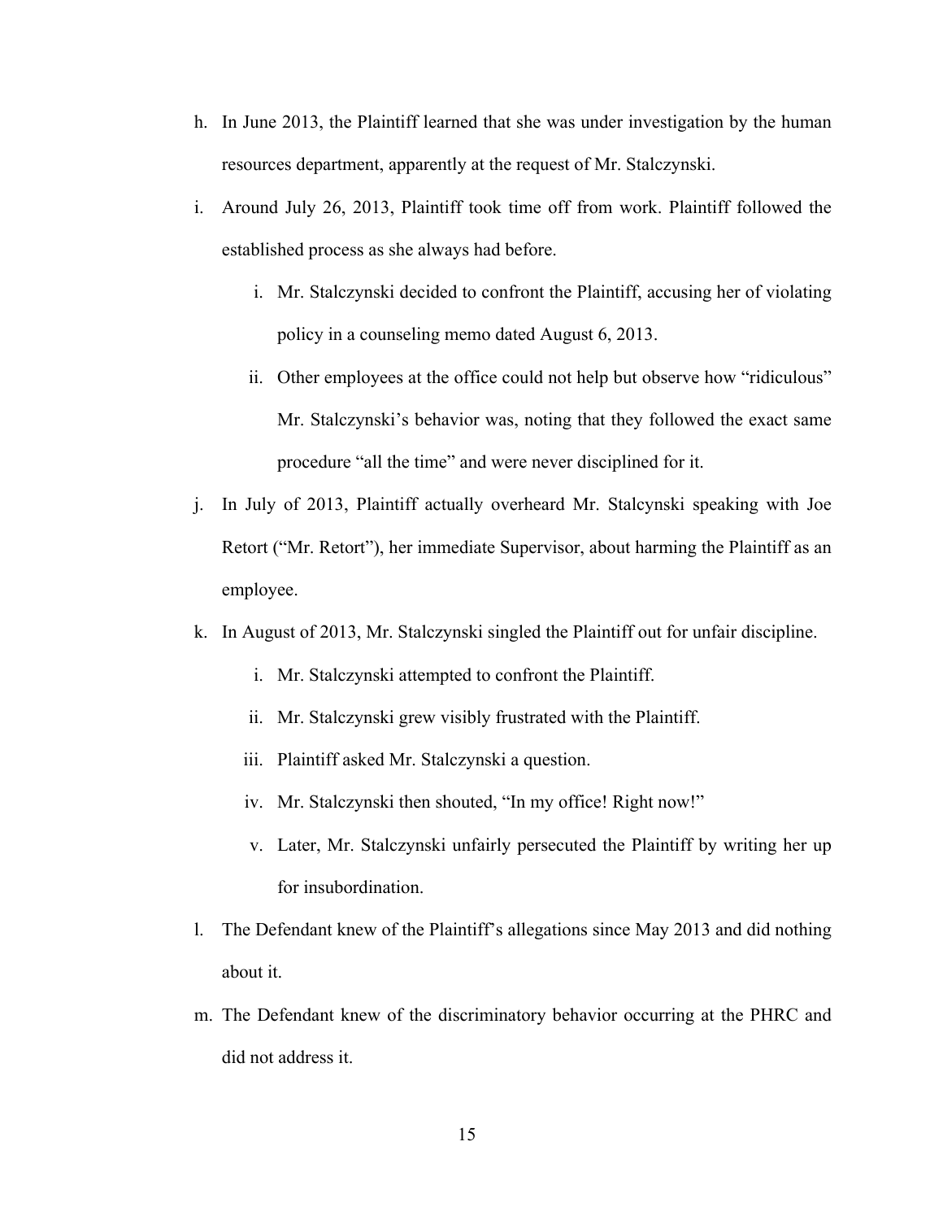h. In June 2013, the Plaintiff learned that she was under investigation by the human resources department, apparently at the request of Mr. Stalczynski.

i. Around July 26, 2013, Plaintiff took time off from work. Plaintiff followed the established process as she always had before.

    i. Mr. Stalczynski decided to confront the Plaintiff, accusing her of violating policy in a counseling memo dated August 6, 2013.

    ii. Other employees at the office could not help but observe how "ridiculous" Mr. Stalczynski's behavior was, noting that they followed the exact same procedure "all the time" and were never disciplined for it.

j. In July of 2013, Plaintiff actually overheard Mr. Stalcynski speaking with Joe Retort ("Mr. Retort"), her immediate Supervisor, about harming the Plaintiff as an employee.

k. In August of 2013, Mr. Stalczynski singled the Plaintiff out for unfair discipline.

    i. Mr. Stalczynski attempted to confront the Plaintiff.

    ii. Mr. Stalczynski grew visibly frustrated with the Plaintiff.

    iii. Plaintiff asked Mr. Stalczynski a question.

    iv. Mr. Stalczynski then shouted, "In my office! Right now!"

    v. Later, Mr. Stalczynski unfairly persecuted the Plaintiff by writing her up for insubordination.

l. The Defendant knew of the Plaintiff's allegations since May 2013 and did nothing about it.

m. The Defendant knew of the discriminatory behavior occurring at the PHRC and did not address it.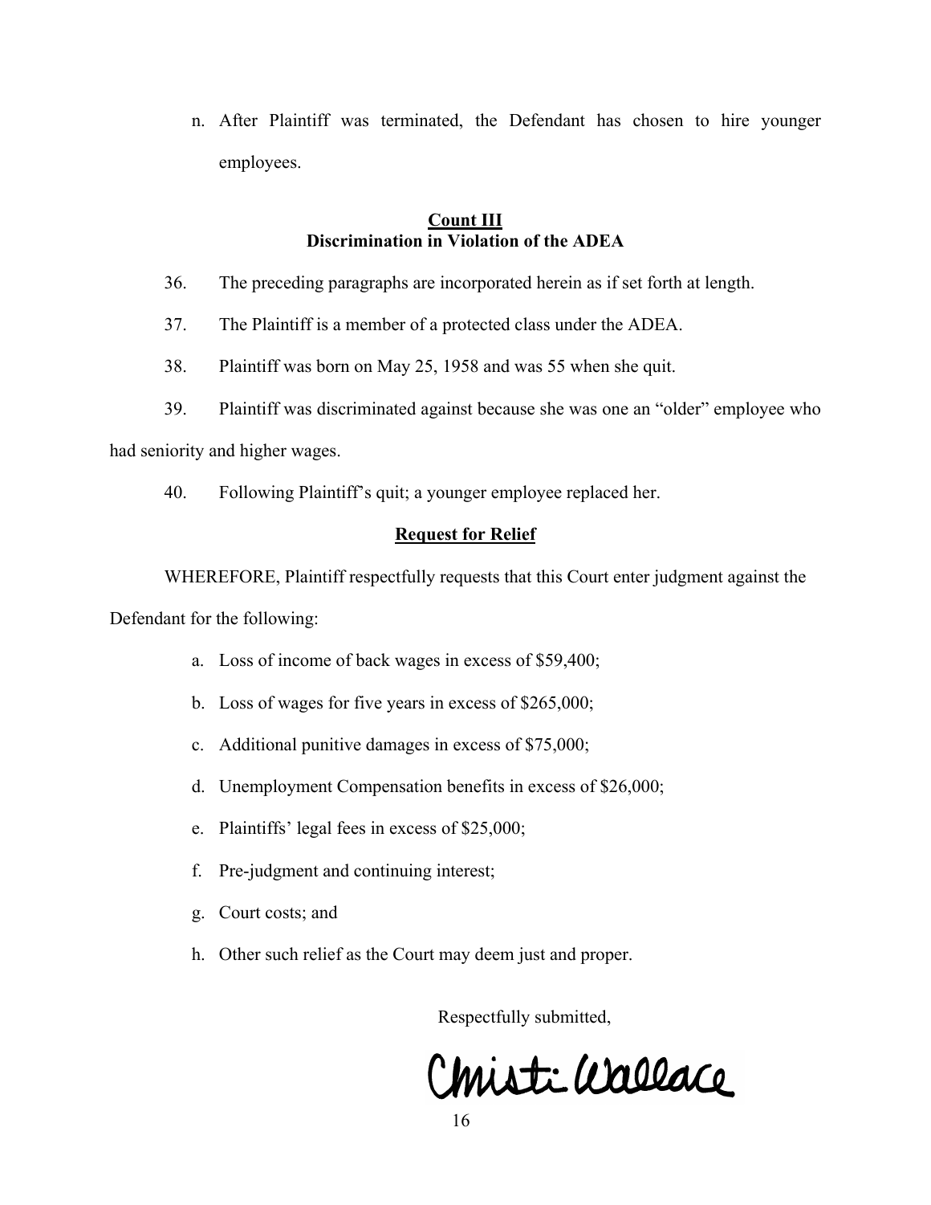n. After Plaintiff was terminated, the Defendant has chosen to hire younger employees.

**Count III**
**Discrimination in Violation of the ADEA**

36. The preceding paragraphs are incorporated herein as if set forth at length.

37. The Plaintiff is a member of a protected class under the ADEA.

38. Plaintiff was born on May 25, 1958 and was 55 when she quit.

39. Plaintiff was discriminated against because she was one an "older" employee who had seniority and higher wages.

40. Following Plaintiff's quit; a younger employee replaced her.

**Request for Relief**

WHEREFORE, Plaintiff respectfully requests that this Court enter judgment against the Defendant for the following:

a. Loss of income of back wages in excess of $59,400;

b. Loss of wages for five years in excess of $265,000;

c. Additional punitive damages in excess of $75,000;

d. Unemployment Compensation benefits in excess of $26,000;

e. Plaintiffs' legal fees in excess of $25,000;

f. Pre-judgment and continuing interest;

g. Court costs; and

h. Other such relief as the Court may deem just and proper.

Respectfully submitted,

Christi Wallace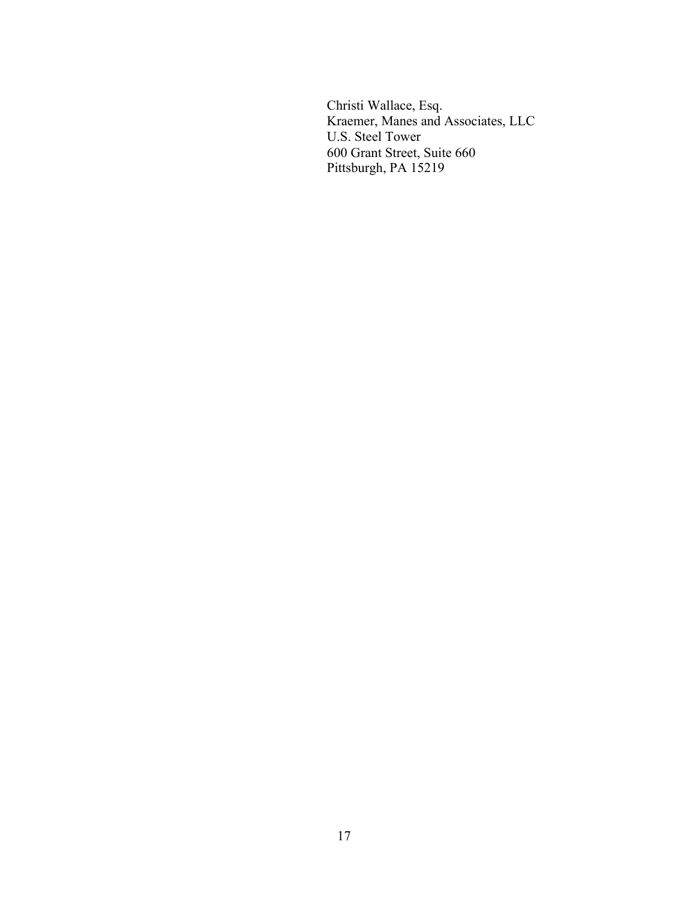Christi Wallace, Esq.
Kraemer, Manes and Associates, LLC
U.S. Steel Tower
600 Grant Street, Suite 660
Pittsburgh, PA 15219